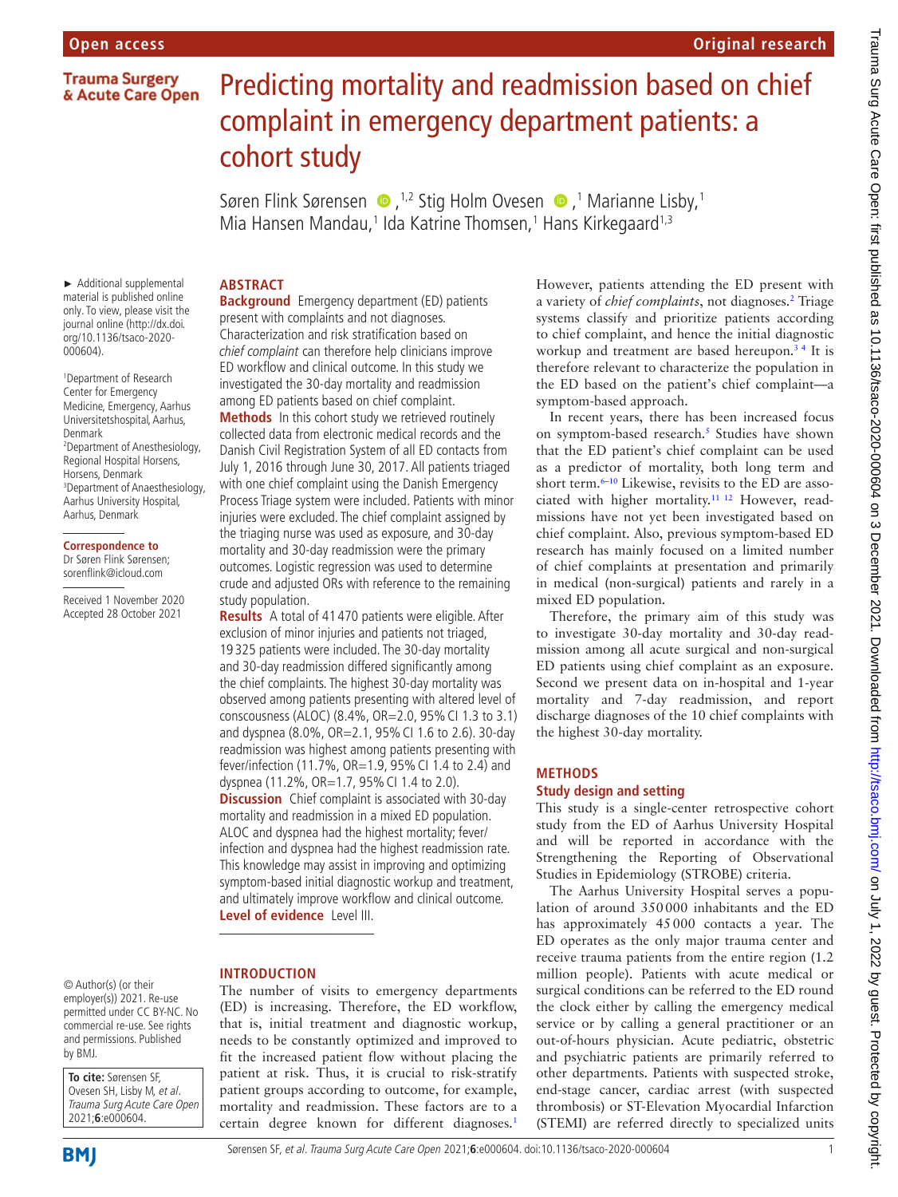# Predicting mortality and readmission based on chief complaint in emergency department patients: a cohort study

Søren Flink Sørensen [1,2], Stig Holm Ovesen [1], Marianne Lisby,[1] Mia Hansen Mandau,[1] Ida Katrine Thomsen,[1] Hans Kirkegaard[1,3]

► Additional supplemental material is published online only. To view, please visit the journal online (http://dx.doi.org/10.1136/tsaco-2020-000604).

[1]Department of Research Center for Emergency Medicine, Emergency, Aarhus Universitetshospital, Aarhus, Denmark
[2]Department of Anesthesiology, Regional Hospital Horsens, Horsens, Denmark
[3]Department of Anaesthesiology, Aarhus University Hospital, Aarhus, Denmark

**Correspondence to**
Dr Søren Flink Sørensen; sorenflink@icloud.com

Received 1 November 2020
Accepted 28 October 2021

© Author(s) (or their employer(s)) 2021. Re-use permitted under CC BY-NC. No commercial re-use. See rights and permissions. Published by BMJ.

**To cite:** Sørensen SF, Ovesen SH, Lisby M, *et al*. *Trauma Surg Acute Care Open* 2021;**6**:e000604.

## ABSTRACT

**Background** Emergency department (ED) patients present with complaints and not diagnoses. Characterization and risk stratification based on *chief complaint* can therefore help clinicians improve ED workflow and clinical outcome. In this study we investigated the 30-day mortality and readmission among ED patients based on chief complaint.

**Methods** In this cohort study we retrieved routinely collected data from electronic medical records and the Danish Civil Registration System of all ED contacts from July 1, 2016 through June 30, 2017. All patients triaged with one chief complaint using the Danish Emergency Process Triage system were included. Patients with minor injuries were excluded. The chief complaint assigned by the triaging nurse was used as exposure, and 30-day mortality and 30-day readmission were the primary outcomes. Logistic regression was used to determine crude and adjusted ORs with reference to the remaining study population.

**Results** A total of 41 470 patients were eligible. After exclusion of minor injuries and patients not triaged, 19 325 patients were included. The 30-day mortality and 30-day readmission differed significantly among the chief complaints. The highest 30-day mortality was observed among patients presenting with altered level of conscousness (ALOC) (8.4%, OR=2.0, 95% CI 1.3 to 3.1) and dyspnea (8.0%, OR=2.1, 95% CI 1.6 to 2.6). 30-day readmission was highest among patients presenting with fever/infection (11.7%, OR=1.9, 95% CI 1.4 to 2.4) and dyspnea (11.2%, OR=1.7, 95% CI 1.4 to 2.0).

**Discussion** Chief complaint is associated with 30-day mortality and readmission in a mixed ED population. ALOC and dyspnea had the highest mortality; fever/infection and dyspnea had the highest readmission rate. This knowledge may assist in improving and optimizing symptom-based initial diagnostic workup and treatment, and ultimately improve workflow and clinical outcome.

**Level of evidence** Level III.

## INTRODUCTION

The number of visits to emergency departments (ED) is increasing. Therefore, the ED workflow, that is, initial treatment and diagnostic workup, needs to be constantly optimized and improved to fit the increased patient flow without placing the patient at risk. Thus, it is crucial to risk-stratify patient groups according to outcome, for example, mortality and readmission. These factors are to a certain degree known for different diagnoses.[1] However, patients attending the ED present with a variety of *chief complaints*, not diagnoses.[2] Triage systems classify and prioritize patients according to chief complaint, and hence the initial diagnostic workup and treatment are based hereupon.[3 4] It is therefore relevant to characterize the population in the ED based on the patient's chief complaint—a symptom-based approach.

In recent years, there has been increased focus on symptom-based research.[5] Studies have shown that the ED patient's chief complaint can be used as a predictor of mortality, both long term and short term.[6–10] Likewise, revisits to the ED are associated with higher mortality.[11 12] However, readmissions have not yet been investigated based on chief complaint. Also, previous symptom-based ED research has mainly focused on a limited number of chief complaints at presentation and primarily in medical (non-surgical) patients and rarely in a mixed ED population.

Therefore, the primary aim of this study was to investigate 30-day mortality and 30-day readmission among all acute surgical and non-surgical ED patients using chief complaint as an exposure. Second we present data on in-hospital and 1-year mortality and 7-day readmission, and report discharge diagnoses of the 10 chief complaints with the highest 30-day mortality.

## METHODS

### Study design and setting

This study is a single-center retrospective cohort study from the ED of Aarhus University Hospital and will be reported in accordance with the Strengthening the Reporting of Observational Studies in Epidemiology (STROBE) criteria.

The Aarhus University Hospital serves a population of around 350 000 inhabitants and the ED has approximately 45 000 contacts a year. The ED operates as the only major trauma center and receive trauma patients from the entire region (1.2 million people). Patients with acute medical or surgical conditions can be referred to the ED round the clock either by calling the emergency medical service or by calling a general practitioner or an out-of-hours physician. Acute pediatric, obstetric and psychiatric patients are primarily referred to other departments. Patients with suspected stroke, end-stage cancer, cardiac arrest (with suspected thrombosis) or ST-Elevation Myocardial Infarction (STEMI) are referred directly to specialized units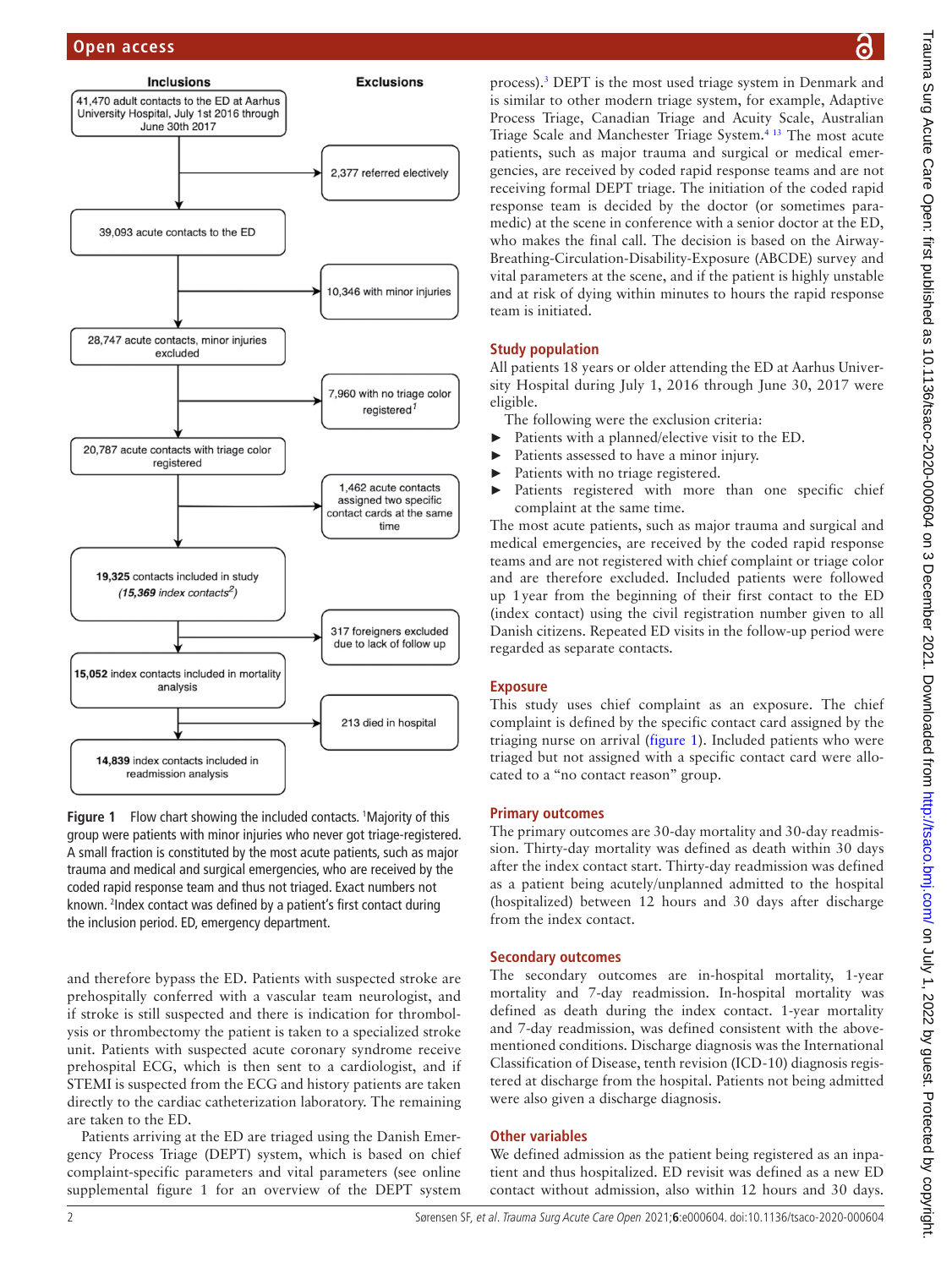**Inclusions** | **Exclusions**

- 41,470 adult contacts to the ED at Aarhus University Hospital, July 1st 2016 through June 30th 2017
  - Excluded: 2,377 referred electively
- 39,093 acute contacts to the ED
  - Excluded: 10,346 with minor injuries
- 28,747 acute contacts, minor injuries excluded
  - Excluded: 7,960 with no triage color registered[1]
- 20,787 acute contacts with triage color registered
  - Excluded: 1,462 acute contacts assigned two specific contact cards at the same time
- **19,325** contacts included in study (*15,369 index contacts*[2])
  - Excluded: 317 foreigners excluded due to lack of follow up
- **15,052** index contacts included in mortality analysis
  - Excluded: 213 died in hospital
- **14,839** index contacts included in readmission analysis

**Figure 1** Flow chart showing the included contacts. [1]Majority of this group were patients with minor injuries who never got triage-registered. A small fraction is constituted by the most acute patients, such as major trauma and medical and surgical emergencies, who are received by the coded rapid response team and thus not triaged. Exact numbers not known. [2]Index contact was defined by a patient's first contact during the inclusion period. ED, emergency department.

and therefore bypass the ED. Patients with suspected stroke are prehospitally conferred with a vascular team neurologist, and if stroke is still suspected and there is indication for thrombolysis or thrombectomy the patient is taken to a specialized stroke unit. Patients with suspected acute coronary syndrome receive prehospital ECG, which is then sent to a cardiologist, and if STEMI is suspected from the ECG and history patients are taken directly to the cardiac catheterization laboratory. The remaining are taken to the ED.

Patients arriving at the ED are triaged using the Danish Emergency Process Triage (DEPT) system, which is based on chief complaint-specific parameters and vital parameters (see online supplemental figure 1 for an overview of the DEPT system process).[3] DEPT is the most used triage system in Denmark and is similar to other modern triage system, for example, Adaptive Process Triage, Canadian Triage and Acuity Scale, Australian Triage Scale and Manchester Triage System.[4,13] The most acute patients, such as major trauma and surgical or medical emergencies, are received by coded rapid response teams and are not receiving formal DEPT triage. The initiation of the coded rapid response team is decided by the doctor (or sometimes paramedic) at the scene in conference with a senior doctor at the ED, who makes the final call. The decision is based on the Airway-Breathing-Circulation-Disability-Exposure (ABCDE) survey and vital parameters at the scene, and if the patient is highly unstable and at risk of dying within minutes to hours the rapid response team is initiated.

## Study population

All patients 18 years or older attending the ED at Aarhus University Hospital during July 1, 2016 through June 30, 2017 were eligible.

The following were the exclusion criteria:

- Patients with a planned/elective visit to the ED.
- Patients assessed to have a minor injury.
- Patients with no triage registered.
- Patients registered with more than one specific chief complaint at the same time.

The most acute patients, such as major trauma and surgical and medical emergencies, are received by the coded rapid response teams and are not registered with chief complaint or triage color and are therefore excluded. Included patients were followed up 1 year from the beginning of their first contact to the ED (index contact) using the civil registration number given to all Danish citizens. Repeated ED visits in the follow-up period were regarded as separate contacts.

## Exposure

This study uses chief complaint as an exposure. The chief complaint is defined by the specific contact card assigned by the triaging nurse on arrival (figure 1). Included patients who were triaged but not assigned with a specific contact card were allocated to a "no contact reason" group.

## Primary outcomes

The primary outcomes are 30-day mortality and 30-day readmission. Thirty-day mortality was defined as death within 30 days after the index contact start. Thirty-day readmission was defined as a patient being acutely/unplanned admitted to the hospital (hospitalized) between 12 hours and 30 days after discharge from the index contact.

## Secondary outcomes

The secondary outcomes are in-hospital mortality, 1-year mortality and 7-day readmission. In-hospital mortality was defined as death during the index contact. 1-year mortality and 7-day readmission, was defined consistent with the above-mentioned conditions. Discharge diagnosis was the International Classification of Disease, tenth revision (ICD-10) diagnosis registered at discharge from the hospital. Patients not being admitted were also given a discharge diagnosis.

## Other variables

We defined admission as the patient being registered as an inpatient and thus hospitalized. ED revisit was defined as a new ED contact without admission, also within 12 hours and 30 days.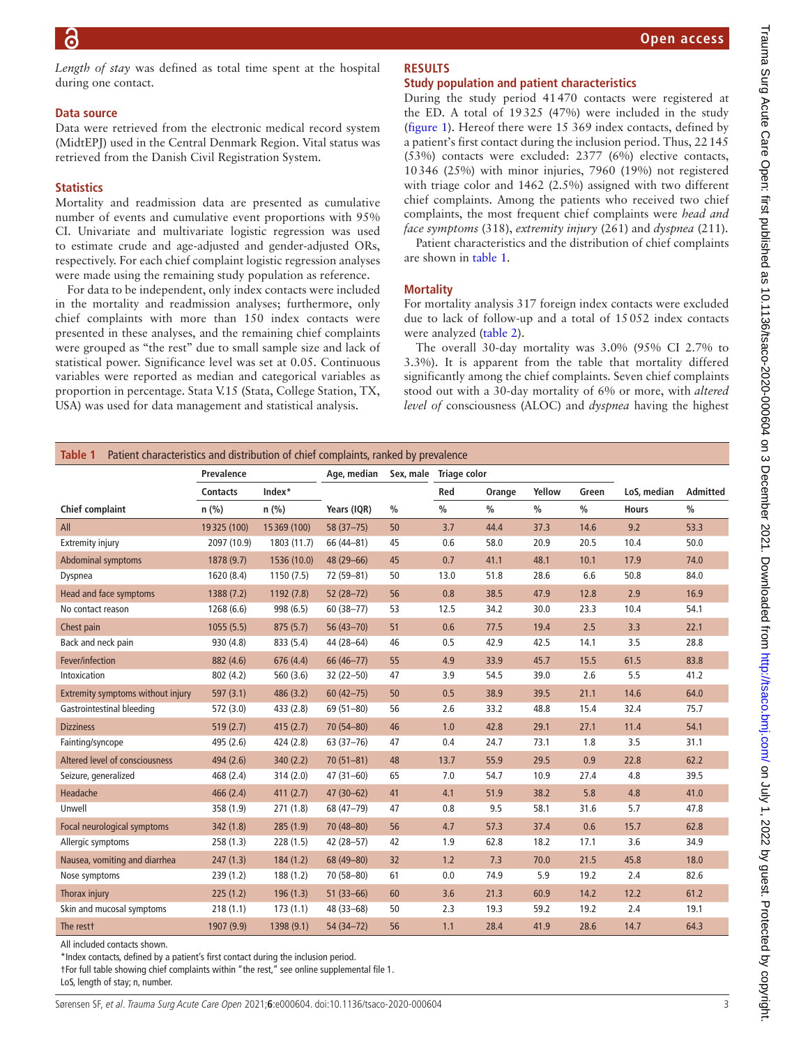*Length of stay* was defined as total time spent at the hospital during one contact.

### Data source

Data were retrieved from the electronic medical record system (MidtEPJ) used in the Central Denmark Region. Vital status was retrieved from the Danish Civil Registration System.

### Statistics

Mortality and readmission data are presented as cumulative number of events and cumulative event proportions with 95% CI. Univariate and multivariate logistic regression was used to estimate crude and age-adjusted and gender-adjusted ORs, respectively. For each chief complaint logistic regression analyses were made using the remaining study population as reference.

For data to be independent, only index contacts were included in the mortality and readmission analyses; furthermore, only chief complaints with more than 150 index contacts were presented in these analyses, and the remaining chief complaints were grouped as "the rest" due to small sample size and lack of statistical power. Significance level was set at 0.05. Continuous variables were reported as median and categorical variables as proportion in percentage. Stata V.15 (Stata, College Station, TX, USA) was used for data management and statistical analysis.

## RESULTS

### Study population and patient characteristics

During the study period 41470 contacts were registered at the ED. A total of 19325 (47%) were included in the study (figure 1). Hereof there were 15 369 index contacts, defined by a patient's first contact during the inclusion period. Thus, 22145 (53%) contacts were excluded: 2377 (6%) elective contacts, 10346 (25%) with minor injuries, 7960 (19%) not registered with triage color and 1462 (2.5%) assigned with two different chief complaints. Among the patients who received two chief complaints, the most frequent chief complaints were *head and face symptoms* (318), *extremity injury* (261) and *dyspnea* (211).

Patient characteristics and the distribution of chief complaints are shown in table 1.

### Mortality

For mortality analysis 317 foreign index contacts were excluded due to lack of follow-up and a total of 15052 index contacts were analyzed (table 2).

The overall 30-day mortality was 3.0% (95% CI 2.7% to 3.3%). It is apparent from the table that mortality differed significantly among the chief complaints. Seven chief complaints stood out with a 30-day mortality of 6% or more, with *altered level of* consciousness (ALOC) and *dyspnea* having the highest

**Table 1** Patient characteristics and distribution of chief complaints, ranked by prevalence

| | Prevalence | | Age, median | Sex, male | Triage color | | | | LoS, median | Admitted |
|---|---|---|---|---|---|---|---|---|---|---|
| | Contacts | Index* | | | Red | Orange | Yellow | Green | | |
| Chief complaint | n (%) | n (%) | Years (IQR) | % | % | % | % | % | Hours | % |
| All | 19325 (100) | 15369 (100) | 58 (37–75) | 50 | 3.7 | 44.4 | 37.3 | 14.6 | 9.2 | 53.3 |
| Extremity injury | 2097 (10.9) | 1803 (11.7) | 66 (44–81) | 45 | 0.6 | 58.0 | 20.9 | 20.5 | 10.4 | 50.0 |
| Abdominal symptoms | 1878 (9.7) | 1536 (10.0) | 48 (29–66) | 45 | 0.7 | 41.1 | 48.1 | 10.1 | 17.9 | 74.0 |
| Dyspnea | 1620 (8.4) | 1150 (7.5) | 72 (59–81) | 50 | 13.0 | 51.8 | 28.6 | 6.6 | 50.8 | 84.0 |
| Head and face symptoms | 1388 (7.2) | 1192 (7.8) | 52 (28–72) | 56 | 0.8 | 38.5 | 47.9 | 12.8 | 2.9 | 16.9 |
| No contact reason | 1268 (6.6) | 998 (6.5) | 60 (38–77) | 53 | 12.5 | 34.2 | 30.0 | 23.3 | 10.4 | 54.1 |
| Chest pain | 1055 (5.5) | 875 (5.7) | 56 (43–70) | 51 | 0.6 | 77.5 | 19.4 | 2.5 | 3.3 | 22.1 |
| Back and neck pain | 930 (4.8) | 833 (5.4) | 44 (28–64) | 46 | 0.5 | 42.9 | 42.5 | 14.1 | 3.5 | 28.8 |
| Fever/infection | 882 (4.6) | 676 (4.4) | 66 (46–77) | 55 | 4.9 | 33.9 | 45.7 | 15.5 | 61.5 | 83.8 |
| Intoxication | 802 (4.2) | 560 (3.6) | 32 (22–50) | 47 | 3.9 | 54.5 | 39.0 | 2.6 | 5.5 | 41.2 |
| Extremity symptoms without injury | 597 (3.1) | 486 (3.2) | 60 (42–75) | 50 | 0.5 | 38.9 | 39.5 | 21.1 | 14.6 | 64.0 |
| Gastrointestinal bleeding | 572 (3.0) | 433 (2.8) | 69 (51–80) | 56 | 2.6 | 33.2 | 48.8 | 15.4 | 32.4 | 75.7 |
| Dizziness | 519 (2.7) | 415 (2.7) | 70 (54–80) | 46 | 1.0 | 42.8 | 29.1 | 27.1 | 11.4 | 54.1 |
| Fainting/syncope | 495 (2.6) | 424 (2.8) | 63 (37–76) | 47 | 0.4 | 24.7 | 73.1 | 1.8 | 3.5 | 31.1 |
| Altered level of consciousness | 494 (2.6) | 340 (2.2) | 70 (51–81) | 48 | 13.7 | 55.9 | 29.5 | 0.9 | 22.8 | 62.2 |
| Seizure, generalized | 468 (2.4) | 314 (2.0) | 47 (31–60) | 65 | 7.0 | 54.7 | 10.9 | 27.4 | 4.8 | 39.5 |
| Headache | 466 (2.4) | 411 (2.7) | 47 (30–62) | 41 | 4.1 | 51.9 | 38.2 | 5.8 | 4.8 | 41.0 |
| Unwell | 358 (1.9) | 271 (1.8) | 68 (47–79) | 47 | 0.8 | 9.5 | 58.1 | 31.6 | 5.7 | 47.8 |
| Focal neurological symptoms | 342 (1.8) | 285 (1.9) | 70 (48–80) | 56 | 4.7 | 57.3 | 37.4 | 0.6 | 15.7 | 62.8 |
| Allergic symptoms | 258 (1.3) | 228 (1.5) | 42 (28–57) | 42 | 1.9 | 62.8 | 18.2 | 17.1 | 3.6 | 34.9 |
| Nausea, vomiting and diarrhea | 247 (1.3) | 184 (1.2) | 68 (49–80) | 32 | 1.2 | 7.3 | 70.0 | 21.5 | 45.8 | 18.0 |
| Nose symptoms | 239 (1.2) | 188 (1.2) | 70 (58–80) | 61 | 0.0 | 74.9 | 5.9 | 19.2 | 2.4 | 82.6 |
| Thorax injury | 225 (1.2) | 196 (1.3) | 51 (33–66) | 60 | 3.6 | 21.3 | 60.9 | 14.2 | 12.2 | 61.2 |
| Skin and mucosal symptoms | 218 (1.1) | 173 (1.1) | 48 (33–68) | 50 | 2.3 | 19.3 | 59.2 | 19.2 | 2.4 | 19.1 |
| The rest† | 1907 (9.9) | 1398 (9.1) | 54 (34–72) | 56 | 1.1 | 28.4 | 41.9 | 28.6 | 14.7 | 64.3 |

All included contacts shown.
*Index contacts, defined by a patient's first contact during the inclusion period.
†For full table showing chief complaints within "the rest," see online supplemental file 1.
LoS, length of stay; n, number.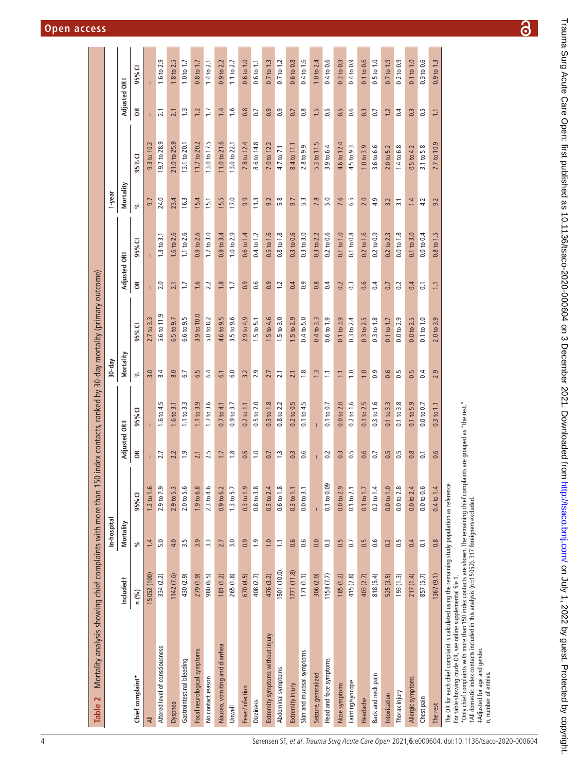**Table 2** Mortality analysis showing chief complaints with more than 150 index contacts, ranked by 30-day mortality (primary outcome)

| Chief complaint* | Included† | In-hospital | | | | 30-day | | | | 1-year | | | |
|---|---|---|---|---|---|---|---|---|---|---|---|---|---|
| | | Mortality | | Adjusted OR‡ | | Mortality | | Adjusted OR‡ | | Mortality | | Adjusted OR‡ | |
| | n (%) | % | 95% CI | OR | 95% CI | % | 95% CI | OR | 95% CI | % | 95% CI | OR | 95% CI |
| All | 15 052 (100) | 1.4 | 1.2 to 1.6 | – | – | 3.0 | 2.7 to 3.3 | – | – | 9.7 | 9.3 to 10.2 | – | – |
| Altered level of consciousness | 334 (2.2) | 5.0 | 2.9 to 7.9 | 2.7 | 1.6 to 4.5 | 8.4 | 5.6 to 11.9 | 2.0 | 1.3 to 3.1 | 24.0 | 19.7 to 28.9 | 2.1 | 1.6 to 2.9 |
| Dyspnea | 1142 (7.6) | 4.0 | 2.9 to 5.3 | 2.2 | 1.6 to 3.1 | 8.0 | 6.5 to 9.7 | 2.1 | 1.6 to 2.6 | 23.4 | 21.0 to 25.9 | 2.1 | 1.8 to 2.5 |
| Gastrointestinal bleeding | 430 (2.9) | 3.5 | 2.0 to 5.6 | 1.9 | 1.1 to 3.3 | 6.7 | 6.6 to 9.5 | 1.7 | 1.1 to 2.6 | 16.3 | 13.1 to 20.1 | 1.3 | 1.0 to 1.7 |
| Focal neurological symptoms | 279 (1.9) | 3.9 | 1.9 to 6.8 | 2.1 | 1.1 to 3.9 | 6.5 | 3.9 to 10.0 | 1.6 | 0.9 to 2.6 | 15.4 | 11.7 to 20.2 | 1.2 | 0.8 to 1.7 |
| No contact reason | 980 (6.5) | 3.3 | 2.3 to 4.6 | 2.5 | 1.7 to 3.6 | 6.4 | 5.0 to 8.2 | 2.2 | 1.7 to 3.0 | 15.1 | 13.0 to 17.5 | 1.7 | 1.4 to 2.1 |
| Nausea, vomiting and diarrhea | 181 (1.2) | 2.7 | 0.9 to 6.2 | 1.7 | 0.7 to 4.1 | 6.1 | 4.6 to 9.5 | 1.8 | 0.9 to 3.4 | 15.5 | 11.0 to 21.6 | 1.4 | 0.9 to 2.2 |
| Unwell | 265 (1.8) | 3.0 | 1.3 to 5.7 | 1.8 | 0.9 to 3.7 | 6.0 | 3.5 to 9.6 | 1.7 | 1.0 to 2.9 | 17.0 | 13.0 to 22.1 | 1.6 | 1.1 to 2.7 |
| Fever/infection | 670 (4.5) | 0.9 | 0.3 to 1.9 | 0.5 | 0.2 to 1.1 | 3.2 | 2.9 to 4.9 | 0.9 | 0.6 to 1.4 | 9.9 | 7.8 to 12.4 | 0.8 | 0.6 to 1.0 |
| Dizziness | 408 (2.7) | 1.9 | 0.8 to 3.8 | 1.0 | 0.5 to 2.0 | 2.9 | 1.5 to 5.1 | 0.6 | 0.4 to 1.2 | 11.3 | 8.6 to 14.8 | 0.7 | 0.6 to 1.1 |
| Extremity symptoms without injury | 476 (3.2) | 1.0 | 0.3 to 2.4 | 0.7 | 0.3 to 1.8 | 2.7 | 1.5 to 4.6 | 0.9 | 0.5 to 1.6 | 9.2 | 7.0 to 12.2 | 0.9 | 0.7 to 1.3 |
| Abdominal symptoms | 1501 (10.0) | 1.1 | 0.6 to 1.8 | 1.3 | 0.8 to 2.2 | 2.1 | 1.5 to 3.0 | 1.2 | 0.8 to 1.8 | 5.8 | 4.7 to 7.1 | 0.9 | 0.7 to 1.2 |
| Extremity injury | 1771 (11.8) | 0.6 | 0.3 to 1.1 | 0.3 | 0.2 to 0.5 | 2.1 | 1.5 to 2.9 | 0.4 | 0.3 to 0.6 | 9.7 | 8.4 to 11.1 | 0.7 | 0.6 to 0.8 |
| Skin and mucosal symptoms | 171 (1.1) | 0.6 | 0.0 to 3.1 | 0.6 | 0.1 to 4.5 | 1.8 | 0.4 to 5.0 | 0.9 | 0.3 to 3.0 | 5.3 | 2.8 to 9.9 | 0.8 | 0.4 to 1.6 |
| Seizure, generalized | 306 (2.0) | 0.0 | – | – | – | 1.3 | 0.4 to 3.3 | 0.8 | 0.3 to 2.2 | 7.8 | 5.3 to 11.5 | 1.5 | 1.0 to 2.4 |
| Head and face symptoms | 1158 (7.7) | 0.3 | 0.1 to 0.09 | 0.2 | 0.1 to 0.7 | 1.1 | 0.6 to 1.9 | 0.4 | 0.2 to 0.6 | 5.0 | 3.9 to 6.4 | 0.5 | 0.4 to 0.6 |
| Nose symptoms | 185 (1.2) | 0.5 | 0.0 to 2.9 | 0.3 | 0.0 to 2.0 | 1.1 | 0.1 to 3.9 | 0.2 | 0.1 to 1.0 | 7.6 | 4.6 to 12.4 | 0.5 | 0.3 to 0.9 |
| Fainting/syncope | 415 (2.8) | 0.7 | 0.1 to 2.1 | 0.5 | 0.2 to 1.6 | 1.0 | 0.3 to 2.4 | 0.3 | 0.1 to 0.8 | 6.5 | 4.5 to 9.3 | 0.6 | 0.4 to 0.9 |
| Headache | 403 (2.7) | 0.5 | 0.1 to 1.7 | 0.6 | 0.1 to 2.5 | 1.0 | 0.3 to 2.5 | 0.6 | 0.2 to 1.6 | 2.0 | 1.0 to 3.9 | 0.3 | 0.1 to 0.6 |
| Back and neck pain | 818 (5.4) | 0.6 | 0.2 to 1.4 | 0.7 | 0.3 to 1.6 | 0.9 | 0.3 to 1.8 | 0.4 | 0.2 to 0.9 | 4.9 | 3.6 to 6.6 | 0.7 | 0.5 to 1.0 |
| Intoxication | 525 (3.5) | 0.2 | 0.0 to 1.0 | 0.5 | 0.1 to 3.3 | 0.6 | 0.1 to 1.7 | 0.7 | 0.2 to 2.3 | 3.2 | 2.0 to 5.2 | 1.2 | 0.7 to 1.9 |
| Thorax injury | 193 (1.3) | 0.5 | 0.0 to 2.8 | 0.5 | 0.1 to 3.8 | 0.5 | 0.0 to 2.9 | 0.2 | 0.0 to 1.8 | 3.1 | 1.4 to 6.8 | 0.4 | 0.2 to 0.9 |
| Allergic symptoms | 217 (1.4) | 0.4 | 0.0 to 2.4 | 0.8 | 0.1 to 5.9 | 0.5 | 0.0 to 2.5 | 0.4 | 0.1 to 3.0 | 1.4 | 0.5 to 4.2 | 0.3 | 0.1 to 1.0 |
| Chest pain | 857 (5.7) | 0.1 | 0.0 to 0.6 | 0.1 | 0.0 to 0.7 | 0.4 | 0.1 to 1.0 | 0.1 | 0.0 to 0.4 | 4.2 | 3.1 to 5.8 | 0.5 | 0.3 to 0.6 |
| The rest | 1367 (9.1) | 0.8 | 0.4 to 1.4 | 0.6 | 0.3 to 1.1 | 2.9 | 2.0 to 3.9 | 1.1 | 0.8 to 1.5 | 9.2 | 7.7 to 10.9 | 1.1 | 0.9 to 1.3 |

The OR for each chief complaint is calculated using the remaining study population as reference.
For table showing crude OR, see online supplemental file 1.
*Only chief complaints with more than 150 index contacts are shown. The remaining chief complaints are grouped as "the rest."
†All domestic index contacts included in this analysis (n=15 052). 317 foreigners excluded.
‡Adjusted for age and gender.
n, number of entries.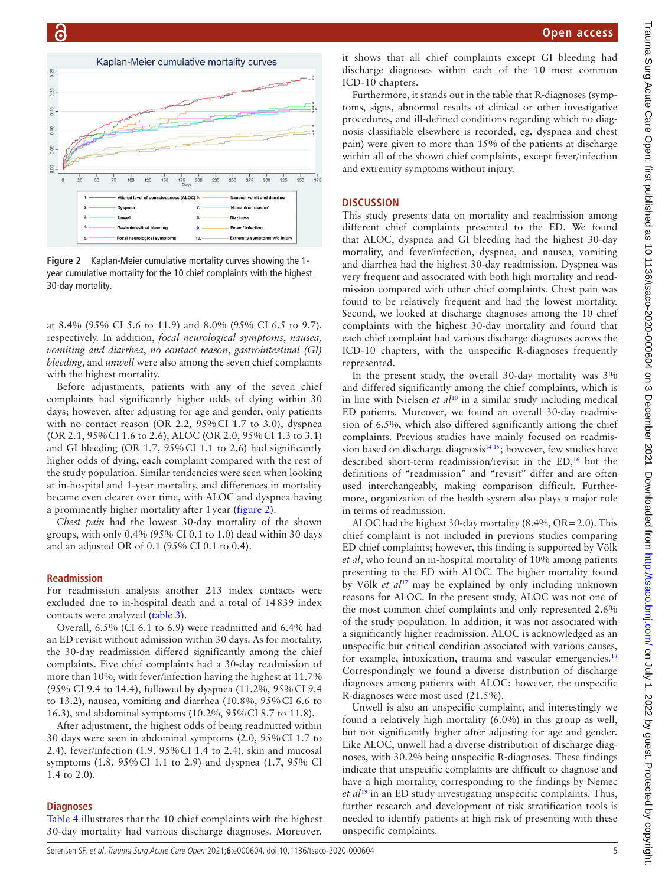Figure 2 Kaplan-Meier cumulative mortality curves showing the 1-year cumulative mortality for the 10 chief complaints with the highest 30-day mortality.

at 8.4% (95% CI 5.6 to 11.9) and 8.0% (95% CI 6.5 to 9.7), respectively. In addition, *focal neurological symptoms*, *nausea, vomiting and diarrhea*, *no contact reason*, *gastrointestinal (GI) bleeding*, and *unwell* were also among the seven chief complaints with the highest mortality.

Before adjustments, patients with any of the seven chief complaints had significantly higher odds of dying within 30 days; however, after adjusting for age and gender, only patients with no contact reason (OR 2.2, 95% CI 1.7 to 3.0), dyspnea (OR 2.1, 95% CI 1.6 to 2.6), ALOC (OR 2.0, 95% CI 1.3 to 3.1) and GI bleeding (OR 1.7, 95% CI 1.1 to 2.6) had significantly higher odds of dying, each complaint compared with the rest of the study population. Similar tendencies were seen when looking at in-hospital and 1-year mortality, and differences in mortality became even clearer over time, with ALOC and dyspnea having a prominently higher mortality after 1 year (figure 2).

*Chest pain* had the lowest 30-day mortality of the shown groups, with only 0.4% (95% CI 0.1 to 1.0) dead within 30 days and an adjusted OR of 0.1 (95% CI 0.1 to 0.4).

### Readmission

For readmission analysis another 213 index contacts were excluded due to in-hospital death and a total of 14 839 index contacts were analyzed (table 3).

Overall, 6.5% (CI 6.1 to 6.9) were readmitted and 6.4% had an ED revisit without admission within 30 days. As for mortality, the 30-day readmission differed significantly among the chief complaints. Five chief complaints had a 30-day readmission of more than 10%, with fever/infection having the highest at 11.7% (95% CI 9.4 to 14.4), followed by dyspnea (11.2%, 95% CI 9.4 to 13.2), nausea, vomiting and diarrhea (10.8%, 95% CI 6.6 to 16.3), and abdominal symptoms (10.2%, 95% CI 8.7 to 11.8).

After adjustment, the highest odds of being readmitted within 30 days were seen in abdominal symptoms (2.0, 95% CI 1.7 to 2.4), fever/infection (1.9, 95% CI 1.4 to 2.4), skin and mucosal symptoms (1.8, 95% CI 1.1 to 2.9) and dyspnea (1.7, 95% CI 1.4 to 2.0).

### Diagnoses

Table 4 illustrates that the 10 chief complaints with the highest 30-day mortality had various discharge diagnoses. Moreover, it shows that all chief complaints except GI bleeding had discharge diagnoses within each of the 10 most common ICD-10 chapters.

Furthermore, it stands out in the table that R-diagnoses (symptoms, signs, abnormal results of clinical or other investigative procedures, and ill-defined conditions regarding which no diagnosis classifiable elsewhere is recorded, eg, dyspnea and chest pain) were given to more than 15% of the patients at discharge within all of the shown chief complaints, except fever/infection and extremity symptoms without injury.

## DISCUSSION

This study presents data on mortality and readmission among different chief complaints presented to the ED. We found that ALOC, dyspnea and GI bleeding had the highest 30-day mortality, and fever/infection, dyspnea, and nausea, vomiting and diarrhea had the highest 30-day readmission. Dyspnea was very frequent and associated with both high mortality and readmission compared with other chief complaints. Chest pain was found to be relatively frequent and had the lowest mortality. Second, we looked at discharge diagnoses among the 10 chief complaints with the highest 30-day mortality and found that each chief complaint had various discharge diagnoses across the ICD-10 chapters, with the unspecific R-diagnoses frequently represented.

In the present study, the overall 30-day mortality was 3% and differed significantly among the chief complaints, which is in line with Nielsen *et al*[10] in a similar study including medical ED patients. Moreover, we found an overall 30-day readmission of 6.5%, which also differed significantly among the chief complaints. Previous studies have mainly focused on readmission based on discharge diagnosis[14,15]; however, few studies have described short-term readmission/revisit in the ED,[16] but the definitions of "readmission" and "revisit" differ and are often used interchangeably, making comparison difficult. Furthermore, organization of the health system also plays a major role in terms of readmission.

ALOC had the highest 30-day mortality (8.4%, OR=2.0). This chief complaint is not included in previous studies comparing ED chief complaints; however, this finding is supported by Völk *et al*, who found an in-hospital mortality of 10% among patients presenting to the ED with ALOC. The higher mortality found by Völk *et al*[17] may be explained by only including unknown reasons for ALOC. In the present study, ALOC was not one of the most common chief complaints and only represented 2.6% of the study population. In addition, it was not associated with a significantly higher readmission. ALOC is acknowledged as an unspecific but critical condition associated with various causes, for example, intoxication, trauma and vascular emergencies.[18] Correspondingly we found a diverse distribution of discharge diagnoses among patients with ALOC; however, the unspecific R-diagnoses were most used (21.5%).

Unwell is also an unspecific complaint, and interestingly we found a relatively high mortality (6.0%) in this group as well, but not significantly higher after adjusting for age and gender. Like ALOC, unwell had a diverse distribution of discharge diagnoses, with 30.2% being unspecific R-diagnoses. These findings indicate that unspecific complaints are difficult to diagnose and have a high mortality, corresponding to the findings by Nemec *et al*[19] in an ED study investigating unspecific complaints. Thus, further research and development of risk stratification tools is needed to identify patients at high risk of presenting with these unspecific complaints.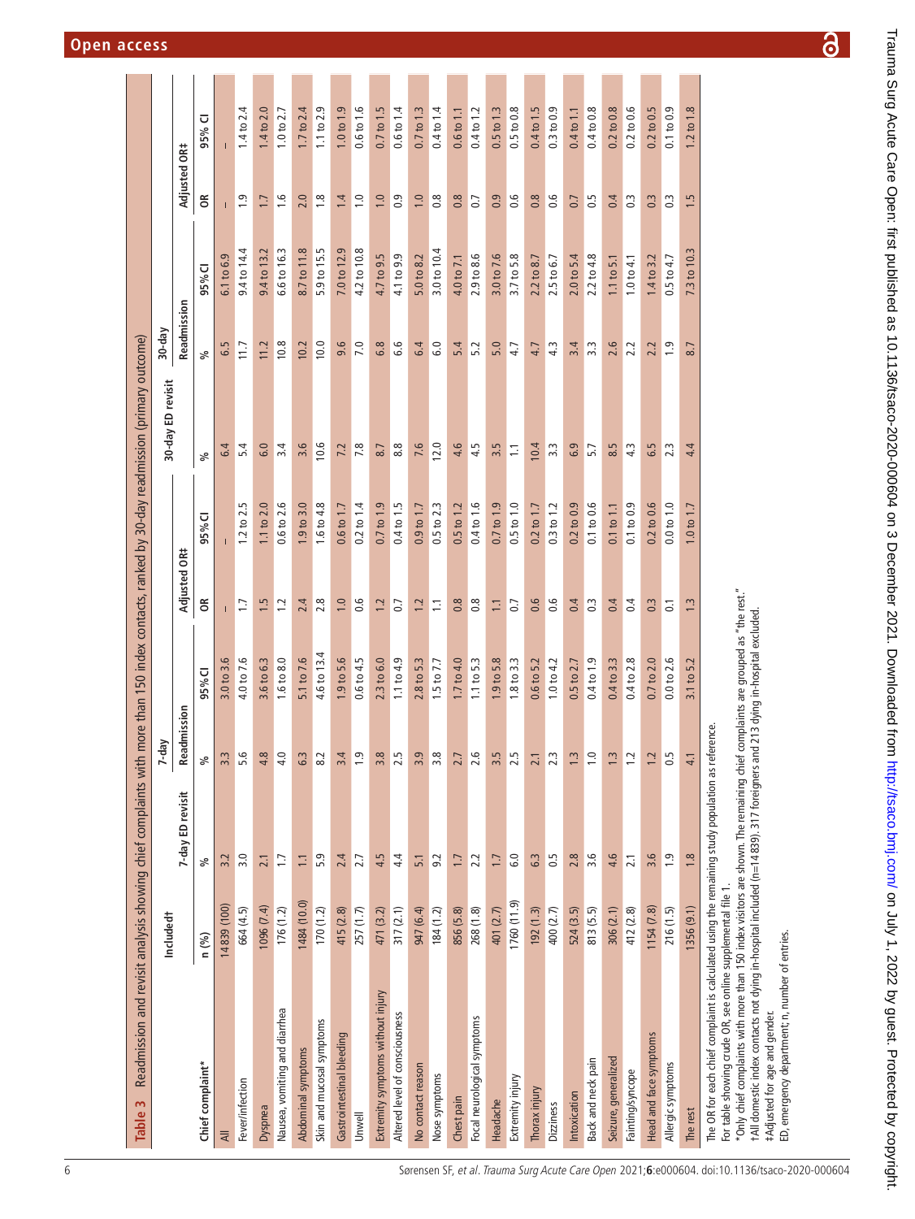**Table 3** Readmission and revisit analysis showing chief complaints with more than 150 index contacts, ranked by 30-day readmission (primary outcome)

| Chief complaint* | Included† | 7-day | | | | | 30-day | | | | |
|---|---|---|---|---|---|---|---|---|---|---|---|
| | | 7-day ED revisit | Readmission | | Adjusted OR‡ | | 30-day ED revisit | Readmission | | Adjusted OR‡ | |
| | n (%) | % | % | 95% CI | OR | 95% CI | % | % | 95% CI | OR | 95% CI |
| All | 14 839 (100) | 3.2 | 3.3 | 3.0 to 3.6 | – | – | 6.4 | 6.5 | 6.1 to 6.9 | – | – |
| Fever/infection | 664 (4.5) | 3.0 | 5.6 | 4.0 to 7.6 | 1.7 | 1.2 to 2.5 | 5.4 | 11.7 | 9.4 to 14.4 | 1.9 | 1.4 to 2.4 |
| Dyspnea | 1096 (7.4) | 2.1 | 4.8 | 3.6 to 6.3 | 1.5 | 1.1 to 2.0 | 6.0 | 11.2 | 9.4 to 13.2 | 1.7 | 1.4 to 2.0 |
| Nausea, vomiting and diarrhea | 176 (1.2) | 1.7 | 4.0 | 1.6 to 8.0 | 1.2 | 0.6 to 2.6 | 3.4 | 10.8 | 6.6 to 16.3 | 1.6 | 1.0 to 2.7 |
| Abdominal symptoms | 1484 (10.0) | 1.1 | 6.3 | 5.1 to 7.6 | 2.4 | 1.9 to 3.0 | 3.6 | 10.2 | 8.7 to 11.8 | 2.0 | 1.7 to 2.4 |
| Skin and mucosal symptoms | 170 (1.2) | 5.9 | 8.2 | 4.6 to 13.4 | 2.8 | 1.6 to 4.8 | 10.6 | 10.0 | 5.9 to 15.5 | 1.8 | 1.1 to 2.9 |
| Gastrointestinal bleeding | 415 (2.8) | 2.4 | 3.4 | 1.9 to 5.6 | 1.0 | 0.6 to 1.7 | 7.2 | 9.6 | 7.0 to 12.9 | 1.4 | 1.0 to 1.9 |
| Unwell | 257 (1.7) | 2.7 | 1.9 | 0.6 to 4.5 | 0.6 | 0.2 to 1.4 | 7.8 | 7.0 | 4.2 to 10.8 | 1.0 | 0.6 to 1.6 |
| Extremity symptoms without injury | 471 (3.2) | 4.5 | 3.8 | 2.3 to 6.0 | 1.2 | 0.7 to 1.9 | 8.7 | 6.8 | 4.7 to 9.5 | 1.0 | 0.7 to 1.5 |
| Altered level of consciousness | 317 (2.1) | 4.4 | 2.5 | 1.1 to 4.9 | 0.7 | 0.4 to 1.5 | 8.8 | 6.6 | 4.1 to 9.9 | 0.9 | 0.6 to 1.4 |
| No contact reason | 947 (6.4) | 5.1 | 3.9 | 2.8 to 5.3 | 1.2 | 0.9 to 1.7 | 7.6 | 6.4 | 5.0 to 8.2 | 1.0 | 0.7 to 1.3 |
| Nose symptoms | 184 (1.2) | 9.2 | 3.8 | 1.5 to 7.7 | 1.1 | 0.5 to 2.3 | 12.0 | 6.0 | 3.0 to 10.4 | 0.8 | 0.4 to 1.4 |
| Chest pain | 856 (5.8) | 1.7 | 2.7 | 1.7 to 4.0 | 0.8 | 0.5 to 1.2 | 4.6 | 5.4 | 4.0 to 7.1 | 0.8 | 0.6 to 1.1 |
| Focal neurological symptoms | 268 (1.8) | 2.2 | 2.6 | 1.1 to 5.3 | 0.8 | 0.4 to 1.6 | 4.5 | 5.2 | 2.9 to 8.6 | 0.7 | 0.4 to 1.2 |
| Headache | 401 (2.7) | 1.7 | 3.5 | 1.9 to 5.8 | 1.1 | 0.7 to 1.9 | 3.5 | 5.0 | 3.0 to 7.6 | 0.9 | 0.5 to 1.3 |
| Extremity injury | 1760 (11.9) | 6.0 | 2.5 | 1.8 to 3.3 | 0.7 | 0.5 to 1.0 | 1.1 | 4.7 | 3.7 to 5.8 | 0.6 | 0.5 to 0.8 |
| Thorax injury | 192 (1.3) | 6.3 | 2.1 | 0.6 to 5.2 | 0.6 | 0.2 to 1.7 | 10.4 | 4.7 | 2.2 to 8.7 | 0.8 | 0.4 to 1.5 |
| Dizziness | 400 (2.7) | 0.5 | 2.3 | 1.0 to 4.2 | 0.6 | 0.3 to 1.2 | 3.3 | 4.3 | 2.5 to 6.7 | 0.6 | 0.3 to 0.9 |
| Intoxication | 524 (3.5) | 2.8 | 1.3 | 0.5 to 2.7 | 0.4 | 0.2 to 0.9 | 6.9 | 3.4 | 2.0 to 5.4 | 0.7 | 0.4 to 1.1 |
| Back and neck pain | 813 (5.5) | 3.6 | 1.0 | 0.4 to 1.9 | 0.3 | 0.1 to 0.6 | 5.7 | 3.3 | 2.2 to 4.8 | 0.5 | 0.4 to 0.8 |
| Seizure, generalized | 306 (2.1) | 4.6 | 1.3 | 0.4 to 3.3 | 0.4 | 0.1 to 1.1 | 8.5 | 2.6 | 1.1 to 5.1 | 0.4 | 0.2 to 0.8 |
| Fainting/syncope | 412 (2.8) | 2.1 | 1.2 | 0.4 to 2.8 | 0.4 | 0.1 to 0.9 | 4.3 | 2.2 | 1.0 to 4.1 | 0.3 | 0.2 to 0.6 |
| Head and face symptoms | 1154 (7.8) | 3.6 | 1.2 | 0.7 to 2.0 | 0.3 | 0.2 to 0.6 | 6.5 | 2.2 | 1.4 to 3.2 | 0.3 | 0.2 to 0.5 |
| Allergic symptoms | 216 (1.5) | 1.9 | 0.5 | 0.0 to 2.6 | 0.1 | 0.0 to 1.0 | 2.3 | 1.9 | 0.5 to 4.7 | 0.3 | 0.1 to 0.9 |
| The rest | 1356 (9.1) | 1.8 | 4.1 | 3.1 to 5.2 | 1.3 | 1.0 to 1.7 | 4.4 | 8.7 | 7.3 to 10.3 | 1.5 | 1.2 to 1.8 |

The OR for each chief complaint is calculated using the remaining study population as reference.
For table showing crude OR, see online supplemental file 1.
*Only chief complaints with more than 150 index visitors are shown. The remaining chief complaints are grouped as "the rest."
†All domestic index contacts not dying in-hospital included (n=14 839). 317 foreigners and 213 dying in-hospital excluded.
‡Adjusted for age and gender.
ED, emergency department; n, number of entries.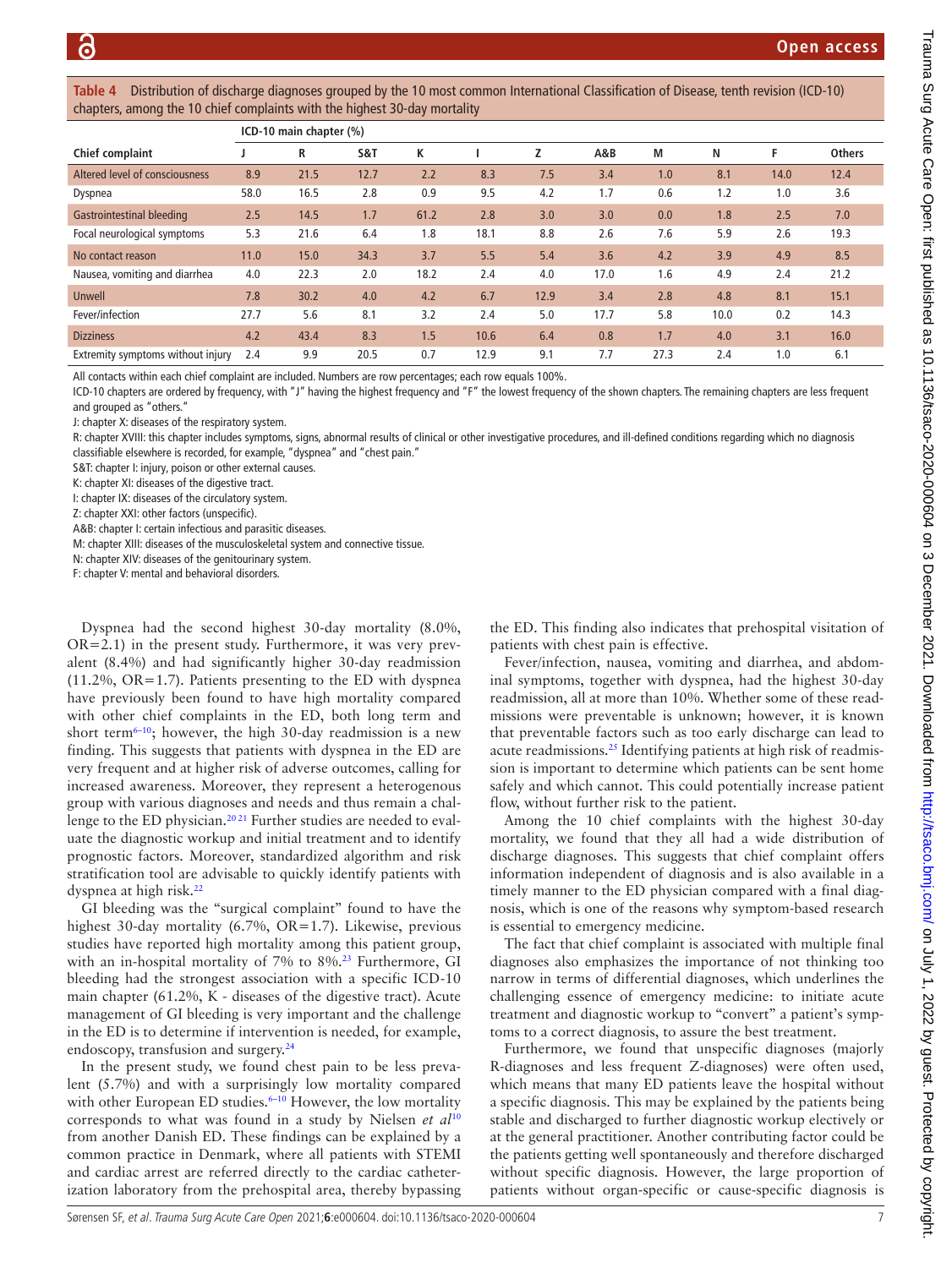**Table 4** Distribution of discharge diagnoses grouped by the 10 most common International Classification of Disease, tenth revision (ICD-10) chapters, among the 10 chief complaints with the highest 30-day mortality

| Chief complaint | ICD-10 main chapter (%) | | | | | | | | | | |
|---|---|---|---|---|---|---|---|---|---|---|---|
| | J | R | S&T | K | I | Z | A&B | M | N | F | Others |
| Altered level of consciousness | 8.9 | 21.5 | 12.7 | 2.2 | 8.3 | 7.5 | 3.4 | 1.0 | 8.1 | 14.0 | 12.4 |
| Dyspnea | 58.0 | 16.5 | 2.8 | 0.9 | 9.5 | 4.2 | 1.7 | 0.6 | 1.2 | 1.0 | 3.6 |
| Gastrointestinal bleeding | 2.5 | 14.5 | 1.7 | 61.2 | 2.8 | 3.0 | 3.0 | 0.0 | 1.8 | 2.5 | 7.0 |
| Focal neurological symptoms | 5.3 | 21.6 | 6.4 | 1.8 | 18.1 | 8.8 | 2.6 | 7.6 | 5.9 | 2.6 | 19.3 |
| No contact reason | 11.0 | 15.0 | 34.3 | 3.7 | 5.5 | 5.4 | 3.6 | 4.2 | 3.9 | 4.9 | 8.5 |
| Nausea, vomiting and diarrhea | 4.0 | 22.3 | 2.0 | 18.2 | 2.4 | 4.0 | 17.0 | 1.6 | 4.9 | 2.4 | 21.2 |
| Unwell | 7.8 | 30.2 | 4.0 | 4.2 | 6.7 | 12.9 | 3.4 | 2.8 | 4.8 | 8.1 | 15.1 |
| Fever/infection | 27.7 | 5.6 | 8.1 | 3.2 | 2.4 | 5.0 | 17.7 | 5.8 | 10.0 | 0.2 | 14.3 |
| Dizziness | 4.2 | 43.4 | 8.3 | 1.5 | 10.6 | 6.4 | 0.8 | 1.7 | 4.0 | 3.1 | 16.0 |
| Extremity symptoms without injury | 2.4 | 9.9 | 20.5 | 0.7 | 12.9 | 9.1 | 7.7 | 27.3 | 2.4 | 1.0 | 6.1 |

All contacts within each chief complaint are included. Numbers are row percentages; each row equals 100%.

ICD-10 chapters are ordered by frequency, with "J" having the highest frequency and "F" the lowest frequency of the shown chapters. The remaining chapters are less frequent and grouped as "others."

J: chapter X: diseases of the respiratory system.

R: chapter XVIII: this chapter includes symptoms, signs, abnormal results of clinical or other investigative procedures, and ill-defined conditions regarding which no diagnosis classifiable elsewhere is recorded, for example, "dyspnea" and "chest pain."

S&T: chapter I: injury, poison or other external causes.

K: chapter XI: diseases of the digestive tract.

I: chapter IX: diseases of the circulatory system.

Z: chapter XXI: other factors (unspecific).

A&B: chapter I: certain infectious and parasitic diseases.

M: chapter XIII: diseases of the musculoskeletal system and connective tissue.

N: chapter XIV: diseases of the genitourinary system.

F: chapter V: mental and behavioral disorders.

Dyspnea had the second highest 30-day mortality (8.0%, OR=2.1) in the present study. Furthermore, it was very prevalent (8.4%) and had significantly higher 30-day readmission (11.2%, OR=1.7). Patients presenting to the ED with dyspnea have previously been found to have high mortality compared with other chief complaints in the ED, both long term and short term[6–10]; however, the high 30-day readmission is a new finding. This suggests that patients with dyspnea in the ED are very frequent and at higher risk of adverse outcomes, calling for increased awareness. Moreover, they represent a heterogeneous group with various diagnoses and needs and thus remain a challenge to the ED physician.[20 21] Further studies are needed to evaluate the diagnostic workup and initial treatment and to identify prognostic factors. Moreover, standardized algorithm and risk stratification tool are advisable to quickly identify patients with dyspnea at high risk.[22]

GI bleeding was the "surgical complaint" found to have the highest 30-day mortality (6.7%, OR=1.7). Likewise, previous studies have reported high mortality among this patient group, with an in-hospital mortality of 7% to 8%.[23] Furthermore, GI bleeding had the strongest association with a specific ICD-10 main chapter (61.2%, K - diseases of the digestive tract). Acute management of GI bleeding is very important and the challenge in the ED is to determine if intervention is needed, for example, endoscopy, transfusion and surgery.[24]

In the present study, we found chest pain to be less prevalent (5.7%) and with a surprisingly low mortality compared with other European ED studies.[6–10] However, the low mortality corresponds to what was found in a study by Nielsen *et al*[10] from another Danish ED. These findings can be explained by a common practice in Denmark, where all patients with STEMI and cardiac arrest are referred directly to the cardiac catheterization laboratory from the prehospital area, thereby bypassing the ED. This finding also indicates that prehospital visitation of patients with chest pain is effective.

Fever/infection, nausea, vomiting and diarrhea, and abdominal symptoms, together with dyspnea, had the highest 30-day readmission, all at more than 10%. Whether some of these readmissions were preventable is unknown; however, it is known that preventable factors such as too early discharge can lead to acute readmissions.[25] Identifying patients at high risk of readmission is important to determine which patients can be sent home safely and which cannot. This could potentially increase patient flow, without further risk to the patient.

Among the 10 chief complaints with the highest 30-day mortality, we found that they all had a wide distribution of discharge diagnoses. This suggests that chief complaint offers information independent of diagnosis and is also available in a timely manner to the ED physician compared with a final diagnosis, which is one of the reasons why symptom-based research is essential to emergency medicine.

The fact that chief complaint is associated with multiple final diagnoses also emphasizes the importance of not thinking too narrow in terms of differential diagnoses, which underlines the challenging essence of emergency medicine: to initiate acute treatment and diagnostic workup to "convert" a patient's symptoms to a correct diagnosis, to assure the best treatment.

Furthermore, we found that unspecific diagnoses (majorly R-diagnoses and less frequent Z-diagnoses) were often used, which means that many ED patients leave the hospital without a specific diagnosis. This may be explained by the patients being stable and discharged to further diagnostic workup electively or at the general practitioner. Another contributing factor could be the patients getting well spontaneously and therefore discharged without specific diagnosis. However, the large proportion of patients without organ-specific or cause-specific diagnosis is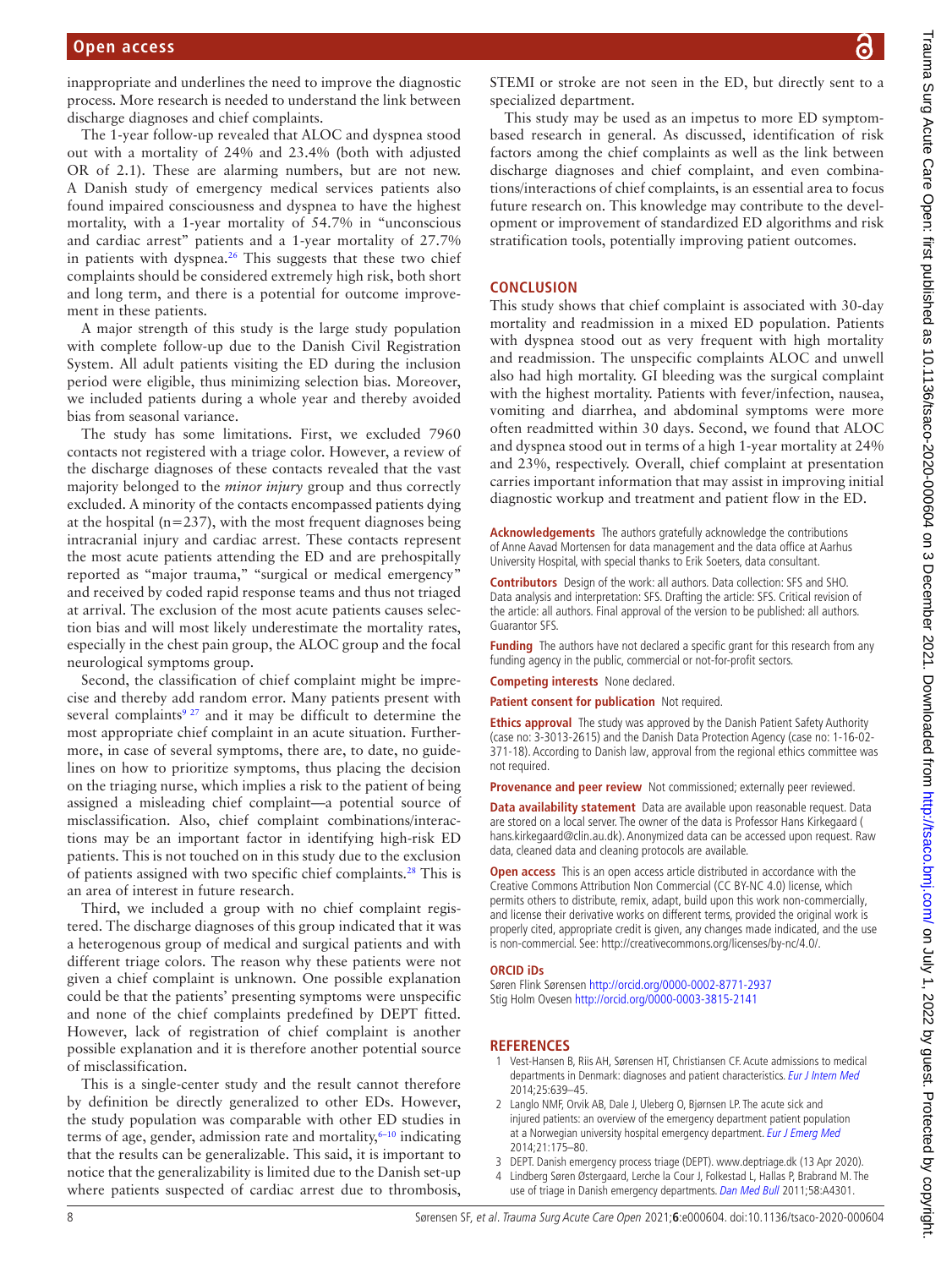inappropriate and underlines the need to improve the diagnostic process. More research is needed to understand the link between discharge diagnoses and chief complaints.

The 1-year follow-up revealed that ALOC and dyspnea stood out with a mortality of 24% and 23.4% (both with adjusted OR of 2.1). These are alarming numbers, but are not new. A Danish study of emergency medical services patients also found impaired consciousness and dyspnea to have the highest mortality, with a 1-year mortality of 54.7% in "unconscious and cardiac arrest" patients and a 1-year mortality of 27.7% in patients with dyspnea.[26] This suggests that these two chief complaints should be considered extremely high risk, both short and long term, and there is a potential for outcome improvement in these patients.

A major strength of this study is the large study population with complete follow-up due to the Danish Civil Registration System. All adult patients visiting the ED during the inclusion period were eligible, thus minimizing selection bias. Moreover, we included patients during a whole year and thereby avoided bias from seasonal variance.

The study has some limitations. First, we excluded 7960 contacts not registered with a triage color. However, a review of the discharge diagnoses of these contacts revealed that the vast majority belonged to the *minor injury* group and thus correctly excluded. A minority of the contacts encompassed patients dying at the hospital (n=237), with the most frequent diagnoses being intracranial injury and cardiac arrest. These contacts represent the most acute patients attending the ED and are prehospitally reported as "major trauma," "surgical or medical emergency" and received by coded rapid response teams and thus not triaged at arrival. The exclusion of the most acute patients causes selection bias and will most likely underestimate the mortality rates, especially in the chest pain group, the ALOC group and the focal neurological symptoms group.

Second, the classification of chief complaint might be imprecise and thereby add random error. Many patients present with several complaints[9,27] and it may be difficult to determine the most appropriate chief complaint in an acute situation. Furthermore, in case of several symptoms, there are, to date, no guidelines on how to prioritize symptoms, thus placing the decision on the triaging nurse, which implies a risk to the patient of being assigned a misleading chief complaint—a potential source of misclassification. Also, chief complaint combinations/interactions may be an important factor in identifying high-risk ED patients. This is not touched on in this study due to the exclusion of patients assigned with two specific chief complaints.[28] This is an area of interest in future research.

Third, we included a group with no chief complaint registered. The discharge diagnoses of this group indicated that it was a heterogenous group of medical and surgical patients and with different triage colors. The reason why these patients were not given a chief complaint is unknown. One possible explanation could be that the patients' presenting symptoms were unspecific and none of the chief complaints predefined by DEPT fitted. However, lack of registration of chief complaint is another possible explanation and it is therefore another potential source of misclassification.

This is a single-center study and the result cannot therefore by definition be directly generalized to other EDs. However, the study population was comparable with other ED studies in terms of age, gender, admission rate and mortality,[6–10] indicating that the results can be generalizable. This said, it is important to notice that the generalizability is limited due to the Danish set-up where patients suspected of cardiac arrest due to thrombosis, STEMI or stroke are not seen in the ED, but directly sent to a specialized department.

This study may be used as an impetus to more ED symptom-based research in general. As discussed, identification of risk factors among the chief complaints as well as the link between discharge diagnoses and chief complaint, and even combinations/interactions of chief complaints, is an essential area to focus future research on. This knowledge may contribute to the development or improvement of standardized ED algorithms and risk stratification tools, potentially improving patient outcomes.

## CONCLUSION

This study shows that chief complaint is associated with 30-day mortality and readmission in a mixed ED population. Patients with dyspnea stood out as very frequent with high mortality and readmission. The unspecific complaints ALOC and unwell also had high mortality. GI bleeding was the surgical complaint with the highest mortality. Patients with fever/infection, nausea, vomiting and diarrhea, and abdominal symptoms were more often readmitted within 30 days. Second, we found that ALOC and dyspnea stood out in terms of a high 1-year mortality at 24% and 23%, respectively. Overall, chief complaint at presentation carries important information that may assist in improving initial diagnostic workup and treatment and patient flow in the ED.

**Acknowledgements** The authors gratefully acknowledge the contributions of Anne Aavad Mortensen for data management and the data office at Aarhus University Hospital, with special thanks to Erik Soeters, data consultant.

**Contributors** Design of the work: all authors. Data collection: SFS and SHO. Data analysis and interpretation: SFS. Drafting the article: SFS. Critical revision of the article: all authors. Final approval of the version to be published: all authors. Guarantor SFS.

**Funding** The authors have not declared a specific grant for this research from any funding agency in the public, commercial or not-for-profit sectors.

**Competing interests** None declared.

**Patient consent for publication** Not required.

**Ethics approval** The study was approved by the Danish Patient Safety Authority (case no: 3-3013-2615) and the Danish Data Protection Agency (case no: 1-16-02-371-18). According to Danish law, approval from the regional ethics committee was not required.

**Provenance and peer review** Not commissioned; externally peer reviewed.

**Data availability statement** Data are available upon reasonable request. Data are stored on a local server. The owner of the data is Professor Hans Kirkegaard ( hans.kirkegaard@clin.au.dk). Anonymized data can be accessed upon request. Raw data, cleaned data and cleaning protocols are available.

**Open access** This is an open access article distributed in accordance with the Creative Commons Attribution Non Commercial (CC BY-NC 4.0) license, which permits others to distribute, remix, adapt, build upon this work non-commercially, and license their derivative works on different terms, provided the original work is properly cited, appropriate credit is given, any changes made indicated, and the use is non-commercial. See: http://creativecommons.org/licenses/by-nc/4.0/.

### ORCID iDs

Søren Flink Sørensen http://orcid.org/0000-0002-8771-2937
Stig Holm Ovesen http://orcid.org/0000-0003-3815-2141

## REFERENCES

1. Vest-Hansen B, Riis AH, Sørensen HT, Christiansen CF. Acute admissions to medical departments in Denmark: diagnoses and patient characteristics. *Eur J Intern Med* 2014;25:639–45.
2. Langlo NMF, Orvik AB, Dale J, Uleberg O, Bjørnsen LP. The acute sick and injured patients: an overview of the emergency department patient population at a Norwegian university hospital emergency department. *Eur J Emerg Med* 2014;21:175–80.
3. DEPT. Danish emergency process triage (DEPT). www.deptriage.dk (13 Apr 2020).
4. Lindberg Søren Østergaard, Lerche la Cour J, Folkestad L, Hallas P, Brabrand M. The use of triage in Danish emergency departments. *Dan Med Bull* 2011;58:A4301.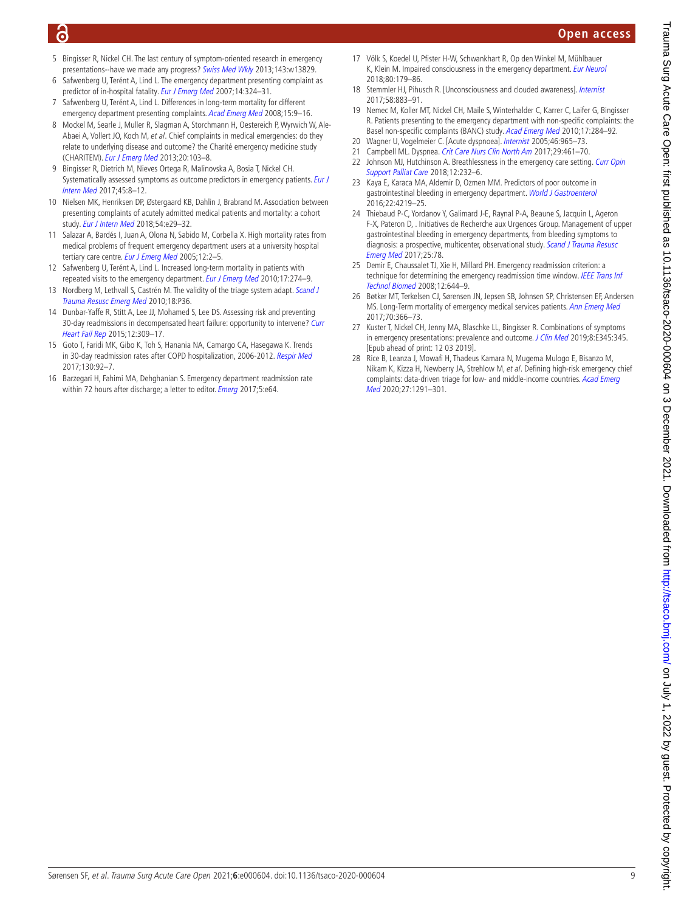5 Bingisser R, Nickel CH. The last century of symptom-oriented research in emergency presentations--have we made any progress? *Swiss Med Wkly* 2013;143:w13829.

6 Safwenberg U, Terént A, Lind L. The emergency department presenting complaint as predictor of in-hospital fatality. *Eur J Emerg Med* 2007;14:324–31.

7 Safwenberg U, Terént A, Lind L. Differences in long-term mortality for different emergency department presenting complaints. *Acad Emerg Med* 2008;15:9–16.

8 Mockel M, Searle J, Muller R, Slagman A, Storchmann H, Oestereich P, Wyrwich W, Ale-Abaei A, Vollert JO, Koch M, *et al*. Chief complaints in medical emergencies: do they relate to underlying disease and outcome? the Charité emergency medicine study (CHARITEM). *Eur J Emerg Med* 2013;20:103–8.

9 Bingisser R, Dietrich M, Nieves Ortega R, Malinovska A, Bosia T, Nickel CH. Systematically assessed symptoms as outcome predictors in emergency patients. *Eur J Intern Med* 2017;45:8–12.

10 Nielsen MK, Henriksen DP, Østergaard KB, Dahlin J, Brabrand M. Association between presenting complaints of acutely admitted medical patients and mortality: a cohort study. *Eur J Intern Med* 2018;54:e29–32.

11 Salazar A, Bardés I, Juan A, Olona N, Sabido M, Corbella X. High mortality rates from medical problems of frequent emergency department users at a university hospital tertiary care centre. *Eur J Emerg Med* 2005;12:2–5.

12 Safwenberg U, Terént A, Lind L. Increased long-term mortality in patients with repeated visits to the emergency department. *Eur J Emerg Med* 2010;17:274–9.

13 Nordberg M, Lethvall S, Castrén M. The validity of the triage system adapt. *Scand J Trauma Resusc Emerg Med* 2010;18:P36.

14 Dunbar-Yaffe R, Stitt A, Lee JJ, Mohamed S, Lee DS. Assessing risk and preventing 30-day readmissions in decompensated heart failure: opportunity to intervene? *Curr Heart Fail Rep* 2015;12:309–17.

15 Goto T, Faridi MK, Gibo K, Toh S, Hanania NA, Camargo CA, Hasegawa K. Trends in 30-day readmission rates after COPD hospitalization, 2006-2012. *Respir Med* 2017;130:92–7.

16 Barzegari H, Fahimi MA, Dehghanian S. Emergency department readmission rate within 72 hours after discharge; a letter to editor. *Emerg* 2017;5:e64.

17 Völk S, Koedel U, Pfister H-W, Schwankhart R, Op den Winkel M, Mühlbauer K, Klein M. Impaired consciousness in the emergency department. *Eur Neurol* 2018;80:179–86.

18 Stemmler HJ, Pihusch R. [Unconsciousness and clouded awareness]. *Internist* 2017;58:883–91.

19 Nemec M, Koller MT, Nickel CH, Maile S, Winterhalder C, Karrer C, Laifer G, Bingisser R. Patients presenting to the emergency department with non-specific complaints: the Basel non-specific complaints (BANC) study. *Acad Emerg Med* 2010;17:284–92.

20 Wagner U, Vogelmeier C. [Acute dyspnoea]. *Internist* 2005;46:965–73.

21 Campbell ML. Dyspnea. *Crit Care Nurs Clin North Am* 2017;29:461–70.

22 Johnson MJ, Hutchinson A. Breathlessness in the emergency care setting. *Curr Opin Support Palliat Care* 2018;12:232–6.

23 Kaya E, Karaca MA, Aldemir D, Ozmen MM. Predictors of poor outcome in gastrointestinal bleeding in emergency department. *World J Gastroenterol* 2016;22:4219–25.

24 Thiebaud P-C, Yordanov Y, Galimard J-E, Raynal P-A, Beaune S, Jacquin L, Ageron F-X, Pateron D, . Initiatives de Recherche aux Urgences Group. Management of upper gastrointestinal bleeding in emergency departments, from bleeding symptoms to diagnosis: a prospective, multicenter, observational study. *Scand J Trauma Resusc Emerg Med* 2017;25:78.

25 Demir E, Chaussalet TJ, Xie H, Millard PH. Emergency readmission criterion: a technique for determining the emergency readmission time window. *IEEE Trans Inf Technol Biomed* 2008;12:644–9.

26 Bøtker MT, Terkelsen CJ, Sørensen JN, Jepsen SB, Johnsen SP, Christensen EF, Andersen MS. Long-Term mortality of emergency medical services patients. *Ann Emerg Med* 2017;70:366–73.

27 Kuster T, Nickel CH, Jenny MA, Blaschke LL, Bingisser R. Combinations of symptoms in emergency presentations: prevalence and outcome. *J Clin Med* 2019;8:E345:345. [Epub ahead of print: 12 03 2019].

28 Rice B, Leanza J, Mowafi H, Thadeus Kamara N, Mugema Mulogo E, Bisanzo M, Nikam K, Kizza H, Newberry JA, Strehlow M, *et al*. Defining high-risk emergency chief complaints: data-driven triage for low- and middle-income countries. *Acad Emerg Med* 2020;27:1291–301.